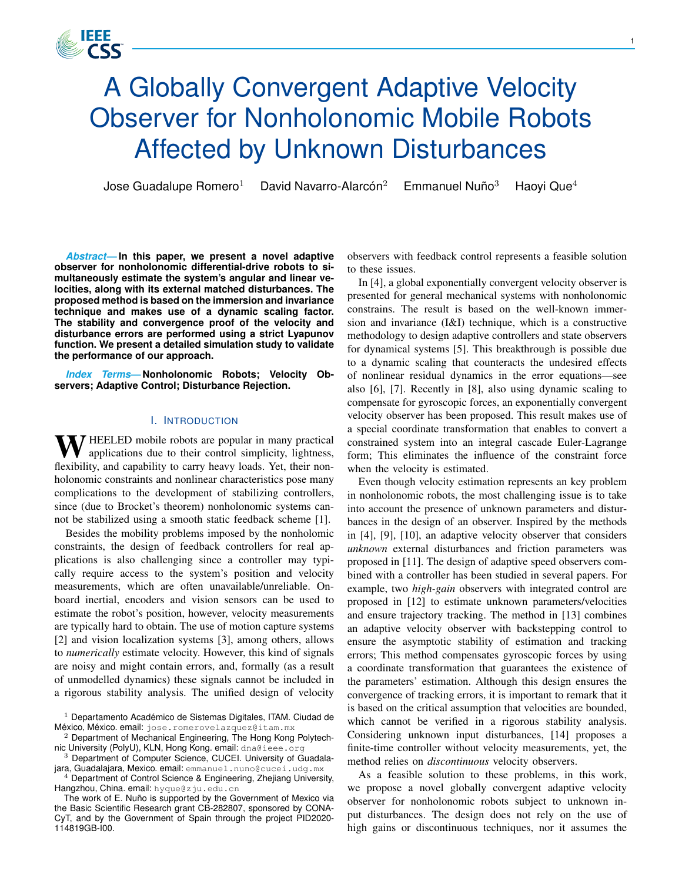# A Globally Convergent Adaptive Velocity Observer for Nonholonomic Mobile Robots Affected by Unknown Disturbances

Jose Guadalupe Romero[1] David Navarro-Alarcón[2] Emmanuel Nuño[3] Haoyi Que[4]

***Abstract*— In this paper, we present a novel adaptive observer for nonholonomic differential-drive robots to simultaneously estimate the system's angular and linear velocities, along with its external matched disturbances. The proposed method is based on the immersion and invariance technique and makes use of a dynamic scaling factor. The stability and convergence proof of the velocity and disturbance errors are performed using a strict Lyapunov function. We present a detailed simulation study to validate the performance of our approach.**

***Index Terms*— Nonholonomic Robots; Velocity Observers; Adaptive Control; Disturbance Rejection.**

## I. Introduction

Wheeled mobile robots are popular in many practical applications due to their control simplicity, lightness, flexibility, and capability to carry heavy loads. Yet, their nonholonomic constraints and nonlinear characteristics pose many complications to the development of stabilizing controllers, since (due to Brocket's theorem) nonholonomic systems cannot be stabilized using a smooth static feedback scheme [1].

Besides the mobility problems imposed by the nonholomic constraints, the design of feedback controllers for real applications is also challenging since a controller may typically require access to the system's position and velocity measurements, which are often unavailable/unreliable. Onboard inertial, encoders and vision sensors can be used to estimate the robot's position, however, velocity measurements are typically hard to obtain. The use of motion capture systems [2] and vision localization systems [3], among others, allows to *numerically* estimate velocity. However, this kind of signals are noisy and might contain errors, and, formally (as a result of unmodelled dynamics) these signals cannot be included in a rigorous stability analysis. The unified design of velocity observers with feedback control represents a feasible solution to these issues.

In [4], a global exponentially convergent velocity observer is presented for general mechanical systems with nonholonomic constrains. The result is based on the well-known immersion and invariance (I&I) technique, which is a constructive methodology to design adaptive controllers and state observers for dynamical systems [5]. This breakthrough is possible due to a dynamic scaling that counteracts the undesired effects of nonlinear residual dynamics in the error equations—see also [6], [7]. Recently in [8], also using dynamic scaling to compensate for gyroscopic forces, an exponentially convergent velocity observer has been proposed. This result makes use of a special coordinate transformation that enables to convert a constrained system into an integral cascade Euler-Lagrange form; This eliminates the influence of the constraint force when the velocity is estimated.

Even though velocity estimation represents an key problem in nonholonomic robots, the most challenging issue is to take into account the presence of unknown parameters and disturbances in the design of an observer. Inspired by the methods in [4], [9], [10], an adaptive velocity observer that considers *unknown* external disturbances and friction parameters was proposed in [11]. The design of adaptive speed observers combined with a controller has been studied in several papers. For example, two *high-gain* observers with integrated control are proposed in [12] to estimate unknown parameters/velocities and ensure trajectory tracking. The method in [13] combines an adaptive velocity observer with backstepping control to ensure the asymptotic stability of estimation and tracking errors; This method compensates gyroscopic forces by using a coordinate transformation that guarantees the existence of the parameters' estimation. Although this design ensures the convergence of tracking errors, it is important to remark that it is based on the critical assumption that velocities are bounded, which cannot be verified in a rigorous stability analysis. Considering unknown input disturbances, [14] proposes a finite-time controller without velocity measurements, yet, the method relies on *discontinuous* velocity observers.

As a feasible solution to these problems, in this work, we propose a novel globally convergent adaptive velocity observer for nonholonomic robots subject to unknown input disturbances. The design does not rely on the use of high gains or discontinuous techniques, nor it assumes the

---

[1] Departamento Académico de Sistemas Digitales, ITAM. Ciudad de México, México. email: jose.romerovelazquez@itam.mx

[2] Department of Mechanical Engineering, The Hong Kong Polytechnic University (PolyU), KLN, Hong Kong. email: dna@ieee.org

[3] Department of Computer Science, CUCEI. University of Guadalajara, Guadalajara, Mexico. email: emmanuel.nuno@cucei.udg.mx

[4] Department of Control Science & Engineering, Zhejiang University, Hangzhou, China. email: hyque@zju.edu.cn

The work of E. Nuño is supported by the Government of Mexico via the Basic Scientific Research grant CB-282807, sponsored by CONACyT, and by the Government of Spain through the project PID2020-114819GB-I00.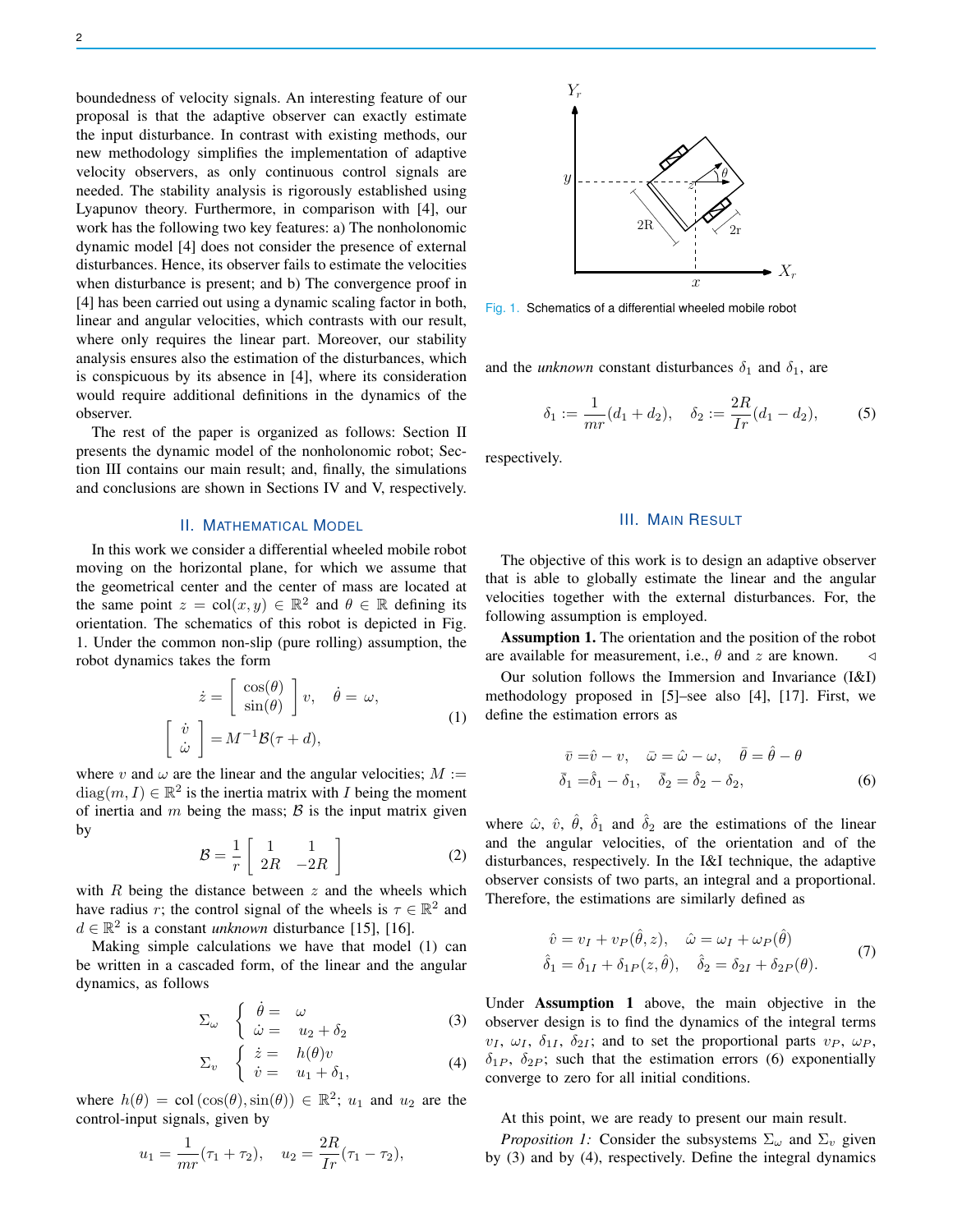boundedness of velocity signals. An interesting feature of our proposal is that the adaptive observer can exactly estimate the input disturbance. In contrast with existing methods, our new methodology simplifies the implementation of adaptive velocity observers, as only continuous control signals are needed. The stability analysis is rigorously established using Lyapunov theory. Furthermore, in comparison with [4], our work has the following two key features: a) The nonholonomic dynamic model [4] does not consider the presence of external disturbances. Hence, its observer fails to estimate the velocities when disturbance is present; and b) The convergence proof in [4] has been carried out using a dynamic scaling factor in both, linear and angular velocities, which contrasts with our result, where only requires the linear part. Moreover, our stability analysis ensures also the estimation of the disturbances, which is conspicuous by its absence in [4], where its consideration would require additional definitions in the dynamics of the observer.

The rest of the paper is organized as follows: Section II presents the dynamic model of the nonholonomic robot; Section III contains our main result; and, finally, the simulations and conclusions are shown in Sections IV and V, respectively.

## II. Mathematical Model

In this work we consider a differential wheeled mobile robot moving on the horizontal plane, for which we assume that the geometrical center and the center of mass are located at the same point $z = \mathrm{col}(x, y) \in \mathbb{R}^2$ and $\theta \in \mathbb{R}$ defining its orientation. The schematics of this robot is depicted in Fig. 1. Under the common non-slip (pure rolling) assumption, the robot dynamics takes the form

$$
\dot{z} = \begin{bmatrix} \cos(\theta) \\ \sin(\theta) \end{bmatrix} v, \quad \dot{\theta} = \omega,
$$
$$
\begin{bmatrix} \dot{v} \\ \dot{\omega} \end{bmatrix} = M^{-1}\mathcal{B}(\tau + d), \tag{1}
$$

where $v$ and $\omega$ are the linear and the angular velocities; $M := \mathrm{diag}(m, I) \in \mathbb{R}^2$ is the inertia matrix with $I$ being the moment of inertia and $m$ being the mass; $\mathcal{B}$ is the input matrix given by

$$
\mathcal{B} = \frac{1}{r}\begin{bmatrix} 1 & 1 \\ 2R & -2R \end{bmatrix} \tag{2}
$$

with $R$ being the distance between $z$ and the wheels which have radius $r$; the control signal of the wheels is $\tau \in \mathbb{R}^2$ and $d \in \mathbb{R}^2$ is a constant *unknown* disturbance [15], [16].

Making simple calculations we have that model (1) can be written in a cascaded form, of the linear and the angular dynamics, as follows

$$
\Sigma_\omega \quad \begin{cases} \dot{\theta} = & \omega \\ \dot{\omega} = & u_2 + \delta_2 \end{cases} \tag{3}
$$

$$
\Sigma_v \quad \begin{cases} \dot{z} = & h(\theta)v \\ \dot{v} = & u_1 + \delta_1, \end{cases} \tag{4}
$$

where $h(\theta) = \mathrm{col}\left(\cos(\theta), \sin(\theta)\right) \in \mathbb{R}^2$; $u_1$ and $u_2$ are the control-input signals, given by

$$
u_1 = \frac{1}{mr}(\tau_1 + \tau_2), \quad u_2 = \frac{2R}{Ir}(\tau_1 - \tau_2),
$$

Fig. 1. Schematics of a differential wheeled mobile robot

and the *unknown* constant disturbances $\delta_1$ and $\delta_1$, are

$$
\delta_1 := \frac{1}{mr}(d_1 + d_2), \quad \delta_2 := \frac{2R}{Ir}(d_1 - d_2), \tag{5}
$$

respectively.

## III. Main Result

The objective of this work is to design an adaptive observer that is able to globally estimate the linear and the angular velocities together with the external disturbances. For, the following assumption is employed.

**Assumption 1.** The orientation and the position of the robot are available for measurement, i.e., $\theta$ and $z$ are known. ◁

Our solution follows the Immersion and Invariance (I&I) methodology proposed in [5]–see also [4], [17]. First, we define the estimation errors as

$$
\begin{aligned}
\bar{v} &= \hat{v} - v, \quad \bar{\omega} = \hat{\omega} - \omega, \quad \bar{\theta} = \hat{\theta} - \theta \\
\bar{\delta}_1 &= \hat{\delta}_1 - \delta_1, \quad \bar{\delta}_2 = \hat{\delta}_2 - \delta_2,
\end{aligned} \tag{6}
$$

where $\hat{\omega}$, $\hat{v}$, $\hat{\theta}$, $\hat{\delta}_1$ and $\hat{\delta}_2$ are the estimations of the linear and the angular velocities, of the orientation and of the disturbances, respectively. In the I&I technique, the adaptive observer consists of two parts, an integral and a proportional. Therefore, the estimations are similarly defined as

$$
\begin{aligned}
\hat{v} &= v_I + v_P(\hat{\theta}, z), \quad \hat{\omega} = \omega_I + \omega_P(\hat{\theta}) \\
\hat{\delta}_1 &= \delta_{1I} + \delta_{1P}(z, \hat{\theta}), \quad \hat{\delta}_2 = \delta_{2I} + \delta_{2P}(\theta).
\end{aligned} \tag{7}
$$

Under **Assumption 1** above, the main objective in the observer design is to find the dynamics of the integral terms $v_I$, $\omega_I$, $\delta_{1I}$, $\delta_{2I}$; and to set the proportional parts $v_P$, $\omega_P$, $\delta_{1P}$, $\delta_{2P}$; such that the estimation errors (6) exponentially converge to zero for all initial conditions.

At this point, we are ready to present our main result.

*Proposition 1:* Consider the subsystems $\Sigma_\omega$ and $\Sigma_v$ given by (3) and by (4), respectively. Define the integral dynamics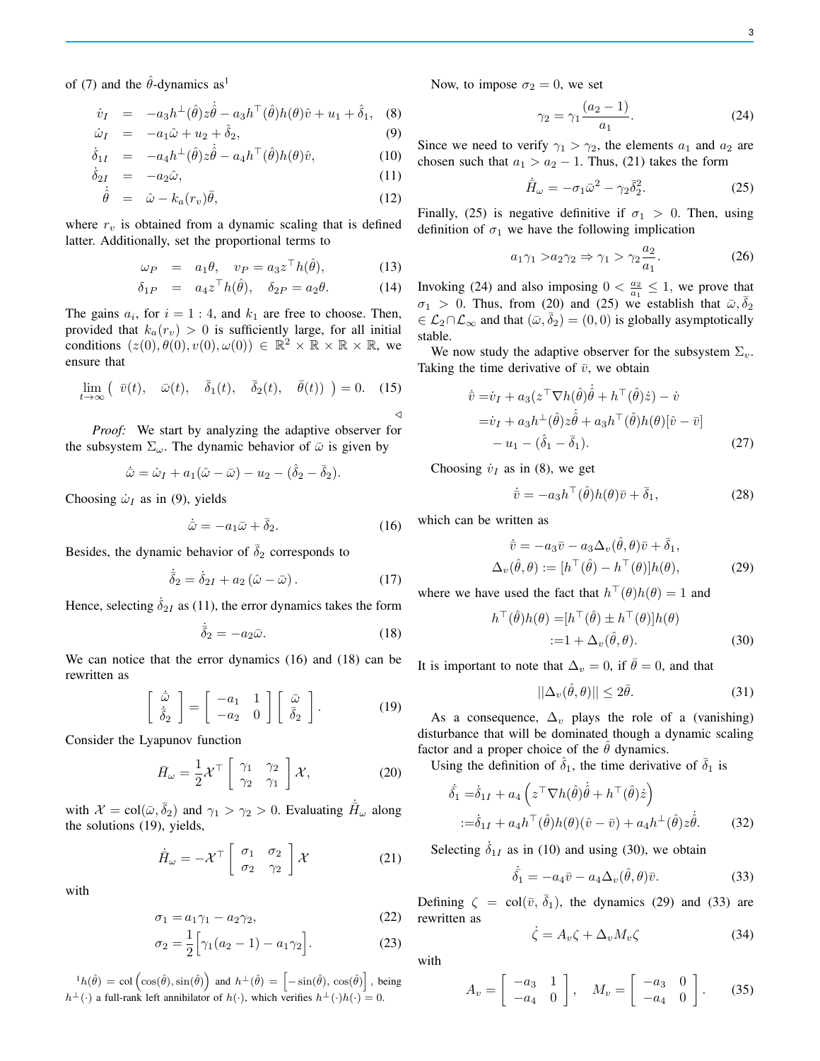of (7) and the $\hat{\theta}$-dynamics as[1]

$$
\begin{aligned}
\dot{v}_I &= -a_3 h^{\perp}(\hat{\theta}) z \dot{\hat{\theta}} - a_3 h^{\top}(\hat{\theta}) h(\theta) \hat{v} + u_1 + \hat{\delta}_1, &(8)\\
\dot{\omega}_I &= -a_1 \hat{\omega} + u_2 + \hat{\delta}_2, &(9)\\
\dot{\hat{\delta}}_{1I} &= -a_4 h^{\perp}(\hat{\theta}) z \dot{\hat{\theta}} - a_4 h^{\top}(\hat{\theta}) h(\theta) \hat{v}, &(10)\\
\dot{\hat{\delta}}_{2I} &= -a_2 \hat{\omega}, &(11)\\
\dot{\hat{\theta}} &= \hat{\omega} - k_a(r_v)\bar{\theta}, &(12)
\end{aligned}
$$

where $r_v$ is obtained from a dynamic scaling that is defined latter. Additionally, set the proportional terms to

$$
\begin{aligned}
\omega_P &= a_1 \theta, \quad v_P = a_3 z^{\top} h(\hat{\theta}), &(13)\\
\delta_{1P} &= a_4 z^{\top} h(\hat{\theta}), \quad \delta_{2P} = a_2 \theta. &(14)
\end{aligned}
$$

The gains $a_i$, for $i = 1:4$, and $k_1$ are free to choose. Then, provided that $k_a(r_v) > 0$ is sufficiently large, for all initial conditions $(z(0), \theta(0), v(0), \omega(0)) \in \mathbb{R}^2 \times \mathbb{R} \times \mathbb{R} \times \mathbb{R}$, we ensure that

$$
\lim_{t\to\infty} \big( \; \bar{v}(t), \quad \bar{\omega}(t), \quad \bar{\delta}_1(t), \quad \bar{\delta}_2(t), \quad \bar{\theta}(t) \; \big) = 0. \quad (15)
$$

◁

*Proof:* We start by analyzing the adaptive observer for the subsystem $\Sigma_\omega$. The dynamic behavior of $\bar{\omega}$ is given by

$$
\dot{\bar{\omega}} = \dot{\omega}_I + a_1(\hat{\omega} - \bar{\omega}) - u_2 - (\hat{\delta}_2 - \bar{\delta}_2).
$$

Choosing $\dot{\omega}_I$ as in (9), yields

$$
\dot{\bar{\omega}} = -a_1 \bar{\omega} + \bar{\delta}_2. \quad (16)
$$

Besides, the dynamic behavior of $\bar{\delta}_2$ corresponds to

$$
\dot{\bar{\delta}}_2 = \dot{\delta}_{2I} + a_2 (\hat{\omega} - \bar{\omega}). \quad (17)
$$

Hence, selecting $\dot{\delta}_{2I}$ as (11), the error dynamics takes the form

$$
\dot{\bar{\delta}}_2 = -a_2 \bar{\omega}. \quad (18)
$$

We can notice that the error dynamics (16) and (18) can be rewritten as

$$
\begin{bmatrix} \dot{\bar{\omega}} \\ \dot{\bar{\delta}}_2 \end{bmatrix} = \begin{bmatrix} -a_1 & 1 \\ -a_2 & 0 \end{bmatrix} \begin{bmatrix} \bar{\omega} \\ \bar{\delta}_2 \end{bmatrix}. \quad (19)
$$

Consider the Lyapunov function

$$
\bar{H}_\omega = \frac{1}{2} \mathcal{X}^{\top} \begin{bmatrix} \gamma_1 & \gamma_2 \\ \gamma_2 & \gamma_1 \end{bmatrix} \mathcal{X}, \quad (20)
$$

with $\mathcal{X} = \mathrm{col}(\bar{\omega}, \bar{\delta}_2)$ and $\gamma_1 > \gamma_2 > 0$. Evaluating $\dot{\bar{H}}_\omega$ along the solutions (19), yields,

$$
\dot{\bar{H}}_\omega = -\mathcal{X}^{\top} \begin{bmatrix} \sigma_1 & \sigma_2 \\ \sigma_2 & \gamma_2 \end{bmatrix} \mathcal{X} \quad (21)
$$

with

$$
\begin{aligned}
\sigma_1 &= a_1 \gamma_1 - a_2 \gamma_2, &(22)\\
\sigma_2 &= \frac{1}{2}\Big[\gamma_1(a_2 - 1) - a_1 \gamma_2\Big]. &(23)
\end{aligned}
$$

[1] $h(\hat{\theta}) = \mathrm{col}\left(\cos(\hat{\theta}), \sin(\hat{\theta})\right)$ and $h^{\perp}(\hat{\theta}) = \left[-\sin(\hat{\theta}), \cos(\hat{\theta})\right]$, being $h^{\perp}(\cdot)$ a full-rank left annihilator of $h(\cdot)$, which verifies $h^{\perp}(\cdot)h(\cdot) = 0$.

Now, to impose $\sigma_2 = 0$, we set

$$
\gamma_2 = \gamma_1 \frac{(a_2 - 1)}{a_1}. \quad (24)
$$

Since we need to verify $\gamma_1 > \gamma_2$, the elements $a_1$ and $a_2$ are chosen such that $a_1 > a_2 - 1$. Thus, (21) takes the form

$$
\dot{\bar{H}}_\omega = -\sigma_1 \bar{\omega}^2 - \gamma_2 \bar{\delta}_2^2. \quad (25)
$$

Finally, (25) is negative definitive if $\sigma_1 > 0$. Then, using definition of $\sigma_1$ we have the following implication

$$
a_1 \gamma_1 > a_2 \gamma_2 \Rightarrow \gamma_1 > \gamma_2 \frac{a_2}{a_1}. \quad (26)
$$

Invoking (24) and also imposing $0 < \frac{a_2}{a_1} \leq 1$, we prove that $\sigma_1 > 0$. Thus, from (20) and (25) we establish that $\bar{\omega}, \bar{\delta}_2 \in \mathcal{L}_2 \cap \mathcal{L}_\infty$ and that $(\bar{\omega}, \bar{\delta}_2) = (0, 0)$ is globally asymptotically stable.

We now study the adaptive observer for the subsystem $\Sigma_v$. Taking the time derivative of $\bar{v}$, we obtain

$$
\begin{aligned}
\dot{\bar{v}} =& \dot{v}_I + a_3(z^{\top} \nabla h(\hat{\theta}) \dot{\hat{\theta}} + h^{\top}(\hat{\theta}) \dot{z}) - \dot{v} \\
=& \dot{v}_I + a_3 h^{\perp}(\hat{\theta}) z \dot{\hat{\theta}} + a_3 h^{\top}(\hat{\theta}) h(\theta) [\hat{v} - \bar{v}] \\
& - u_1 - (\hat{\delta}_1 - \bar{\delta}_1). \quad (27)
\end{aligned}
$$

Choosing $\dot{v}_I$ as in (8), we get

$$
\dot{\bar{v}} = -a_3 h^{\top}(\hat{\theta}) h(\theta) \bar{v} + \bar{\delta}_1, \quad (28)
$$

which can be written as

$$
\begin{aligned}
\dot{\bar{v}} &= -a_3 \bar{v} - a_3 \Delta_v(\hat{\theta}, \theta) \bar{v} + \bar{\delta}_1, \\
\Delta_v(\hat{\theta}, \theta) &:= [h^{\top}(\hat{\theta}) - h^{\top}(\theta)] h(\theta), \quad (29)
\end{aligned}
$$

where we have used the fact that $h^{\top}(\theta)h(\theta) = 1$ and

$$
\begin{aligned}
h^{\top}(\hat{\theta}) h(\theta) =& [h^{\top}(\hat{\theta}) \pm h^{\top}(\theta)] h(\theta) \\
:=& 1 + \Delta_v(\hat{\theta}, \theta). \quad (30)
\end{aligned}
$$

It is important to note that $\Delta_v = 0$, if $\bar{\theta} = 0$, and that

$$
||\Delta_v(\hat{\theta}, \theta)|| \leq 2\bar{\theta}. \quad (31)
$$

As a consequence, $\Delta_v$ plays the role of a (vanishing) disturbance that will be dominated though a dynamic scaling factor and a proper choice of the $\hat{\theta}$ dynamics.

Using the definition of $\hat{\delta}_1$, the time derivative of $\bar{\delta}_1$ is

$$
\begin{aligned}
\dot{\bar{\delta}}_1 =& \dot{\delta}_{1I} + a_4 \left( z^{\top} \nabla h(\hat{\theta}) \dot{\hat{\theta}} + h^{\top}(\hat{\theta}) \dot{z} \right) \\
:=& \dot{\delta}_{1I} + a_4 h^{\top}(\hat{\theta}) h(\theta) (\hat{v} - \bar{v}) + a_4 h^{\perp}(\hat{\theta}) z \dot{\hat{\theta}}. \quad (32)
\end{aligned}
$$

Selecting $\dot{\hat{\delta}}_{1I}$ as in (10) and using (30), we obtain

$$
\dot{\bar{\delta}}_1 = -a_4 \bar{v} - a_4 \Delta_v(\hat{\theta}, \theta) \bar{v}. \quad (33)
$$

Defining $\zeta = \mathrm{col}(\bar{v}, \bar{\delta}_1)$, the dynamics (29) and (33) are rewritten as

$$
\dot{\zeta} = A_v \zeta + \Delta_v M_v \zeta \quad (34)
$$

with

$$
A_v = \begin{bmatrix} -a_3 & 1 \\ -a_4 & 0 \end{bmatrix}, \quad M_v = \begin{bmatrix} -a_3 & 0 \\ -a_4 & 0 \end{bmatrix}. \quad (35)
$$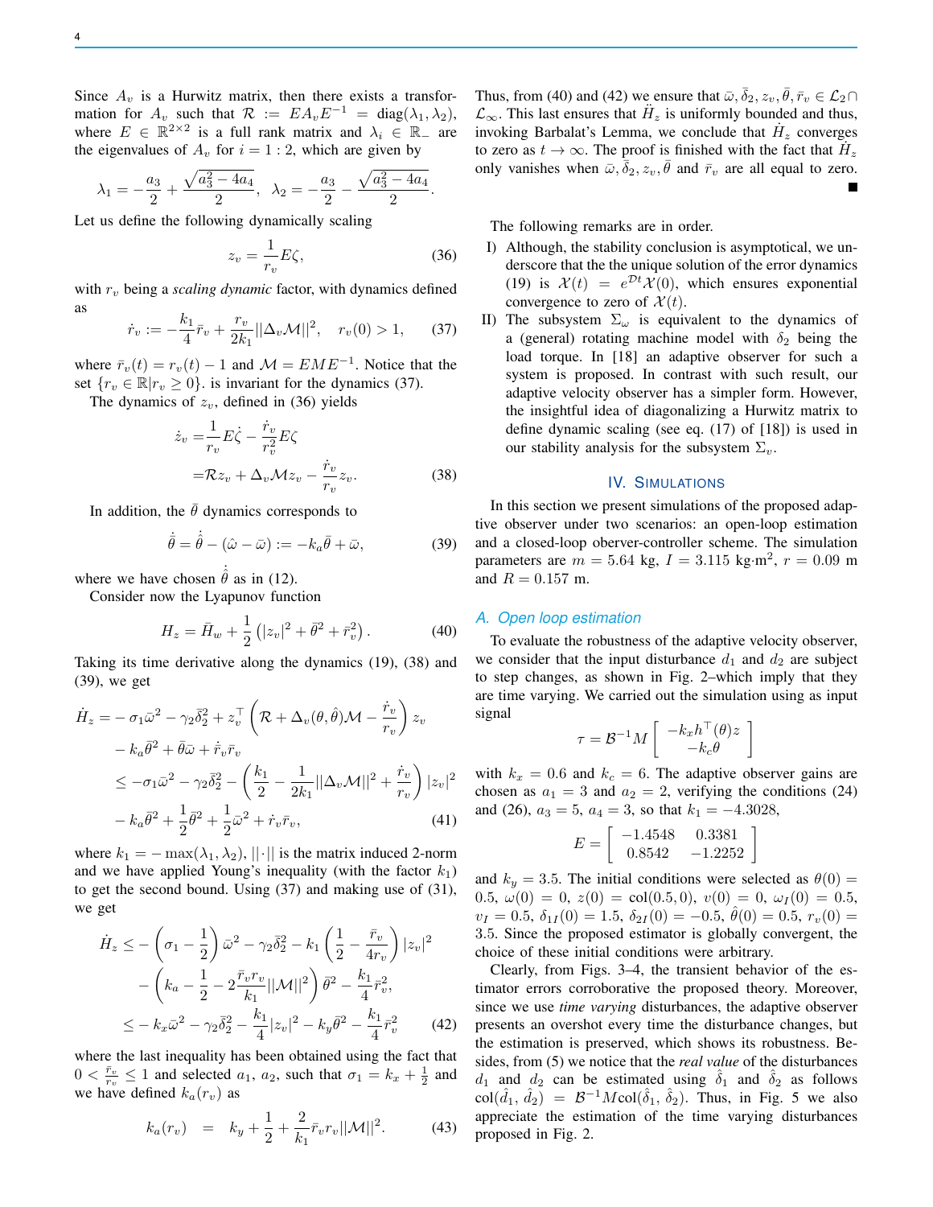Since $A_v$ is a Hurwitz matrix, then there exists a transformation for $A_v$ such that $\mathcal{R} := EA_vE^{-1} = \text{diag}(\lambda_1, \lambda_2)$, where $E \in \mathbb{R}^{2\times 2}$ is a full rank matrix and $\lambda_i \in \mathbb{R}_-$ are the eigenvalues of $A_v$ for $i = 1:2$, which are given by

$$\lambda_1 = -\frac{a_3}{2} + \frac{\sqrt{a_3^2 - 4a_4}}{2}, \quad \lambda_2 = -\frac{a_3}{2} - \frac{\sqrt{a_3^2 - 4a_4}}{2}.$$

Let us define the following dynamically scaling

$$z_v = \frac{1}{r_v} E\zeta, \tag{36}$$

with $r_v$ being a *scaling dynamic* factor, with dynamics defined as

$$\dot{r}_v := -\frac{k_1}{4}\bar{r}_v + \frac{r_v}{2k_1}||\Delta_v \mathcal{M}||^2, \quad r_v(0) > 1, \tag{37}$$

where $\bar{r}_v(t) = r_v(t) - 1$ and $\mathcal{M} = EME^{-1}$. Notice that the set $\{r_v \in \mathbb{R} | r_v \geq 0\}$. is invariant for the dynamics (37).

The dynamics of $z_v$, defined in (36) yields

$$\begin{aligned}\dot{z}_v =& \frac{1}{r_v}E\dot{\zeta} - \frac{\dot{r}_v}{r_v^2}E\zeta \\ =& \mathcal{R}z_v + \Delta_v \mathcal{M} z_v - \frac{\dot{r}_v}{r_v}z_v.\end{aligned} \tag{38}$$

In addition, the $\bar{\theta}$ dynamics corresponds to

$$\dot{\bar{\theta}} = \dot{\hat{\theta}} - (\hat{\omega} - \bar{\omega}) := -k_a\bar{\theta} + \bar{\omega}, \tag{39}$$

where we have chosen $\dot{\hat{\theta}}$ as in (12).

Consider now the Lyapunov function

$$H_z = \bar{H}_w + \frac{1}{2}\left(|z_v|^2 + \bar{\theta}^2 + \bar{r}_v^2\right). \tag{40}$$

Taking its time derivative along the dynamics (19), (38) and (39), we get

$$\begin{aligned}\dot{H}_z =& -\sigma_1\bar{\omega}^2 - \gamma_2\bar{\delta}_2^2 + z_v^\top\left(\mathcal{R} + \Delta_v(\theta,\hat{\theta})\mathcal{M} - \frac{\dot{r}_v}{r_v}\right)z_v \\ & - k_a\bar{\theta}^2 + \bar{\theta}\bar{\omega} + \dot{\bar{r}}_v\bar{r}_v \\ \leq& -\sigma_1\bar{\omega}^2 - \gamma_2\bar{\delta}_2^2 - \left(\frac{k_1}{2} - \frac{1}{2k_1}||\Delta_v\mathcal{M}||^2 + \frac{\dot{r}_v}{r_v}\right)|z_v|^2 \\ & - k_a\bar{\theta}^2 + \frac{1}{2}\bar{\theta}^2 + \frac{1}{2}\bar{\omega}^2 + \dot{r}_v\bar{r}_v,\end{aligned} \tag{41}$$

where $k_1 = -\max(\lambda_1, \lambda_2)$, $||\cdot||$ is the matrix induced 2-norm and we have applied Young's inequality (with the factor $k_1$) to get the second bound. Using (37) and making use of (31), we get

$$\begin{aligned}\dot{H}_z \leq& -\left(\sigma_1 - \frac{1}{2}\right)\bar{\omega}^2 - \gamma_2\bar{\delta}_2^2 - k_1\left(\frac{1}{2} - \frac{\bar{r}_v}{4r_v}\right)|z_v|^2 \\ & - \left(k_a - \frac{1}{2} - 2\frac{\bar{r}_v r_v}{k_1}||\mathcal{M}||^2\right)\bar{\theta}^2 - \frac{k_1}{4}\bar{r}_v^2, \\ \leq& -k_x\bar{\omega}^2 - \gamma_2\bar{\delta}_2^2 - \frac{k_1}{4}|z_v|^2 - k_y\bar{\theta}^2 - \frac{k_1}{4}\bar{r}_v^2\end{aligned} \tag{42}$$

where the last inequality has been obtained using the fact that $0 < \frac{\bar{r}_v}{r_v} \leq 1$ and selected $a_1$, $a_2$, such that $\sigma_1 = k_x + \frac{1}{2}$ and we have defined $k_a(r_v)$ as

$$k_a(r_v) \quad = \quad k_y + \frac{1}{2} + \frac{2}{k_1}\bar{r}_v r_v ||\mathcal{M}||^2. \tag{43}$$

Thus, from (40) and (42) we ensure that $\bar{\omega}, \bar{\delta}_2, z_v, \bar{\theta}, \bar{r}_v \in \mathcal{L}_2 \cap \mathcal{L}_\infty$. This last ensures that $\ddot{H}_z$ is uniformly bounded and thus, invoking Barbalat's Lemma, we conclude that $\dot{H}_z$ converges to zero as $t \to \infty$. The proof is finished with the fact that $\dot{H}_z$ only vanishes when $\bar{\omega}, \bar{\delta}_2, z_v, \bar{\theta}$ and $\bar{r}_v$ are all equal to zero. ∎

The following remarks are in order.

I) Although, the stability conclusion is asymptotical, we underscore that the the unique solution of the error dynamics (19) is $\mathcal{X}(t) = e^{\mathcal{D}t}\mathcal{X}(0)$, which ensures exponential convergence to zero of $\mathcal{X}(t)$.

II) The subsystem $\Sigma_\omega$ is equivalent to the dynamics of a (general) rotating machine model with $\delta_2$ being the load torque. In [18] an adaptive observer for such a system is proposed. In contrast with such result, our adaptive velocity observer has a simpler form. However, the insightful idea of diagonalizing a Hurwitz matrix to define dynamic scaling (see eq. (17) of [18]) is used in our stability analysis for the subsystem $\Sigma_v$.

## IV. Simulations

In this section we present simulations of the proposed adaptive observer under two scenarios: an open-loop estimation and a closed-loop oberver-controller scheme. The simulation parameters are $m = 5.64$ kg, $I = 3.115$ kg·m$^2$, $r = 0.09$ m and $R = 0.157$ m.

### A. Open loop estimation

To evaluate the robustness of the adaptive velocity observer, we consider that the input disturbance $d_1$ and $d_2$ are subject to step changes, as shown in Fig. 2–which imply that they are time varying. We carried out the simulation using as input signal

$$\tau = \mathcal{B}^{-1}M\begin{bmatrix} -k_x h^\top(\theta)z \\ -k_c\theta \end{bmatrix}$$

with $k_x = 0.6$ and $k_c = 6$. The adaptive observer gains are chosen as $a_1 = 3$ and $a_2 = 2$, verifying the conditions (24) and (26), $a_3 = 5$, $a_4 = 3$, so that $k_1 = -4.3028$,

$$E = \begin{bmatrix} -1.4548 & 0.3381 \\ 0.8542 & -1.2252 \end{bmatrix}$$

and $k_y = 3.5$. The initial conditions were selected as $\theta(0) = 0.5$, $\omega(0) = 0$, $z(0) = \text{col}(0.5, 0)$, $v(0) = 0$, $\omega_I(0) = 0.5$, $v_I = 0.5$, $\delta_{1I}(0) = 1.5$, $\delta_{2I}(0) = -0.5$, $\hat{\theta}(0) = 0.5$, $r_v(0) = 3.5$. Since the proposed estimator is globally convergent, the choice of these initial conditions were arbitrary.

Clearly, from Figs. 3–4, the transient behavior of the estimator errors corroborative the proposed theory. Moreover, since we use *time varying* disturbances, the adaptive observer presents an overshot every time the disturbance changes, but the estimation is preserved, which shows its robustness. Besides, from (5) we notice that the *real value* of the disturbances $d_1$ and $d_2$ can be estimated using $\hat{\delta}_1$ and $\hat{\delta}_2$ as follows $\text{col}(\hat{d}_1, \hat{d}_2) = \mathcal{B}^{-1}M\text{col}(\hat{\delta}_1, \hat{\delta}_2)$. Thus, in Fig. 5 we also appreciate the estimation of the time varying disturbances proposed in Fig. 2.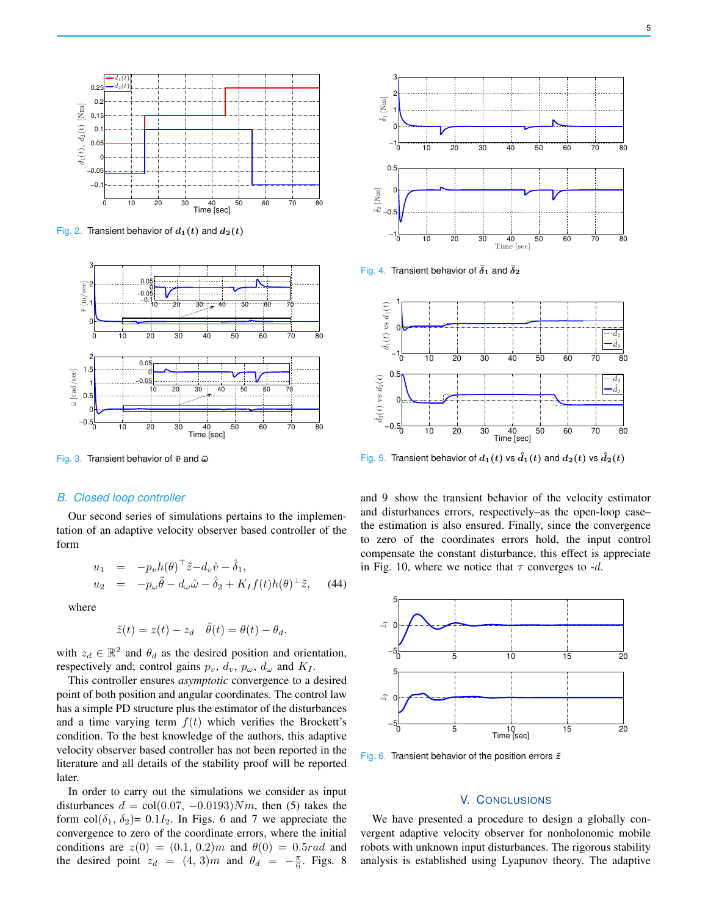Fig. 2. Transient behavior of $d_1(t)$ and $d_2(t)$

Fig. 3. Transient behavior of $\bar{v}$ and $\bar{\omega}$

Fig. 4. Transient behavior of $\bar{\delta}_1$ and $\bar{\delta}_2$

Fig. 5. Transient behavior of $d_1(t)$ vs $\hat{d}_1(t)$ and $d_2(t)$ vs $\hat{d}_2(t)$

### B. Closed loop controller

Our second series of simulations pertains to the implementation of an adaptive velocity observer based controller of the form

$$
\begin{aligned}
u_1 &= -p_v h(\theta)^\top \tilde{z} - d_v \hat{v} - \hat{\delta}_1, \\
u_2 &= -p_\omega \tilde{\theta} - d_\omega \hat{\omega} - \hat{\delta}_2 + K_I f(t) h(\theta)^\perp \tilde{z}, \qquad (44)
\end{aligned}
$$

where

$$
\tilde{z}(t) = z(t) - z_d \quad \tilde{\theta}(t) = \theta(t) - \theta_d.
$$

with $z_d \in \mathbb{R}^2$ and $\theta_d$ as the desired position and orientation, respectively and; control gains $p_v$, $d_v$, $p_\omega$, $d_\omega$ and $K_I$.

This controller ensures *asymptotic* convergence to a desired point of both position and angular coordinates. The control law has a simple PD structure plus the estimator of the disturbances and a time varying term $f(t)$ which verifies the Brockett's condition. To the best knowledge of the authors, this adaptive velocity observer based controller has not been reported in the literature and all details of the stability proof will be reported later.

In order to carry out the simulations we consider as input disturbances $d = \text{col}(0.07, -0.0193) Nm$, then (5) takes the form col($\delta_1$, $\delta_2$)= $0.1 I_2$. In Figs. 6 and 7 we appreciate the convergence to zero of the coordinate errors, where the initial conditions are $z(0) = (0.1, 0.2)m$ and $\theta(0) = 0.5rad$ and the desired point $z_d = (4, 3)m$ and $\theta_d = -\frac{\pi}{6}$. Figs. 8 and 9 show the transient behavior of the velocity estimator and disturbances errors, respectively–as the open-loop case– the estimation is also ensured. Finally, since the convergence to zero of the coordinates errors hold, the input control compensate the constant disturbance, this effect is appreciate in Fig. 10, where we notice that $\tau$ converges to -$d$.

Fig. 6. Transient behavior of the position errors $\tilde{z}$

## V. Conclusions

We have presented a procedure to design a globally convergent adaptive velocity observer for nonholonomic mobile robots with unknown input disturbances. The rigorous stability analysis is established using Lyapunov theory. The adaptive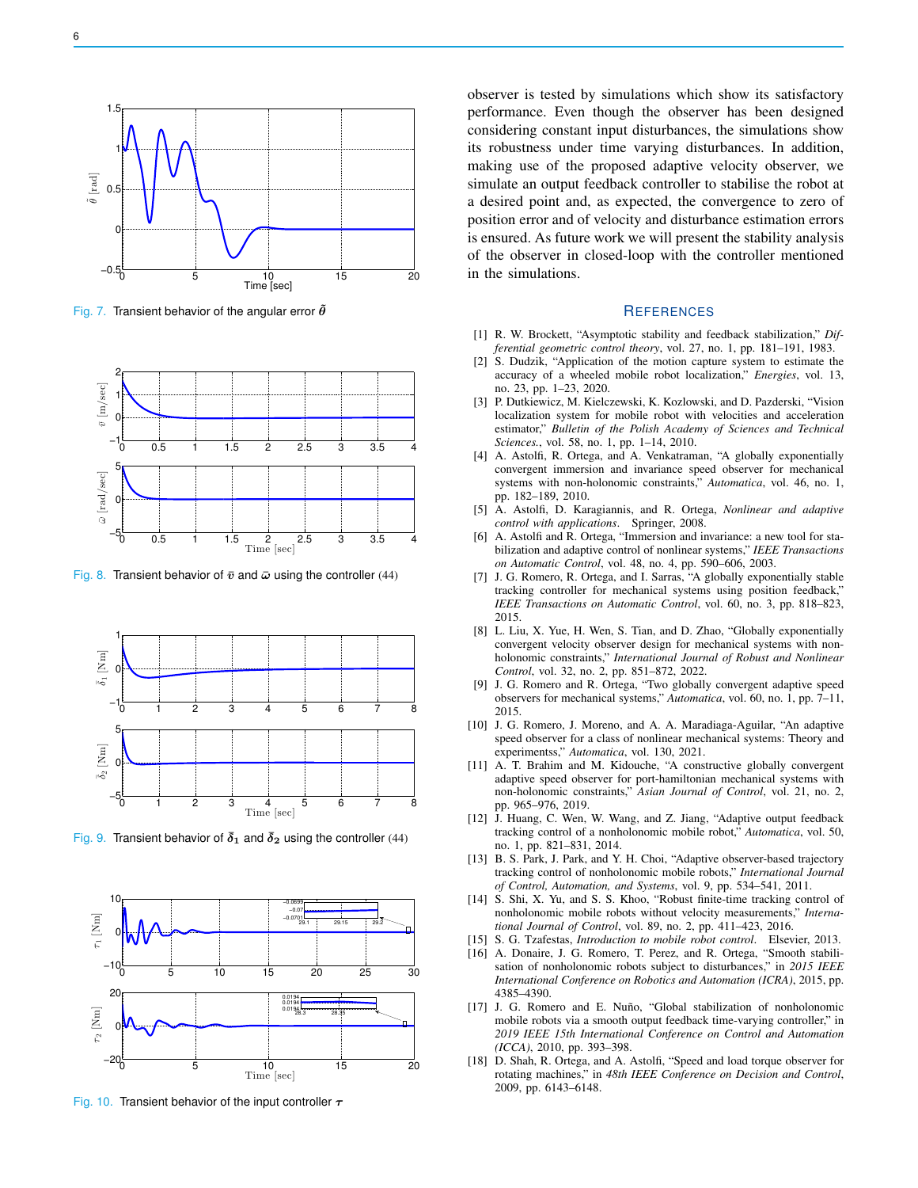1.5
1
0.5
0
−0.5
0 5 10 15 20
Time [sec]
$\tilde{\theta}$ [rad]

Fig. 7. Transient behavior of the angular error $\tilde{\theta}$

2
1
0
−1
0 0.5 1 1.5 2 2.5 3 3.5 4
$\tilde{v}$ [m/sec]

5
0
−5
0 0.5 1 1.5 2 2.5 3 3.5 4
Time [sec]
$\tilde{\omega}$ [rad/sec]

Fig. 8. Transient behavior of $\tilde{v}$ and $\tilde{\omega}$ using the controller (44)

1
0
−1
0 1 2 3 4 5 6 7 8
$\tilde{\delta}_1$ [Nm]

5
0
−5
0 1 2 3 4 5 6 7 8
Time [sec]
$\tilde{\delta}_2$ [Nm]

Fig. 9. Transient behavior of $\tilde{\boldsymbol{\delta}}_1$ and $\tilde{\boldsymbol{\delta}}_2$ using the controller (44)

10
0
−10
0 5 10 15 20 25 30
$\tau_1$ [Nm]
−0.0699
−0.07
−0.0701
29.1 29.15 29.2

20
0
−20
0 5 10 15 20
Time [sec]
$\tau_2$ [Nm]
0.0194
0.0194
0.0194
28.3 28.35

Fig. 10. Transient behavior of the input controller $\boldsymbol{\tau}$

observer is tested by simulations which show its satisfactory performance. Even though the observer has been designed considering constant input disturbances, the simulations show its robustness under time varying disturbances. In addition, making use of the proposed adaptive velocity observer, we simulate an output feedback controller to stabilise the robot at a desired point and, as expected, the convergence to zero of position error and of velocity and disturbance estimation errors is ensured. As future work we will present the stability analysis of the observer in closed-loop with the controller mentioned in the simulations.

## References

[1] R. W. Brockett, "Asymptotic stability and feedback stabilization," *Differential geometric control theory*, vol. 27, no. 1, pp. 181–191, 1983.

[2] S. Dudzik, "Application of the motion capture system to estimate the accuracy of a wheeled mobile robot localization," *Energies*, vol. 13, no. 23, pp. 1–23, 2020.

[3] P. Dutkiewicz, M. Kielczewski, K. Kozlowski, and D. Pazderski, "Vision localization system for mobile robot with velocities and acceleration estimator," *Bulletin of the Polish Academy of Sciences and Technical Sciences.*, vol. 58, no. 1, pp. 1–14, 2010.

[4] A. Astolfi, R. Ortega, and A. Venkatraman, "A globally exponentially convergent immersion and invariance speed observer for mechanical systems with non-holonomic constraints," *Automatica*, vol. 46, no. 1, pp. 182–189, 2010.

[5] A. Astolfi, D. Karagiannis, and R. Ortega, *Nonlinear and adaptive control with applications*. Springer, 2008.

[6] A. Astolfi and R. Ortega, "Immersion and invariance: a new tool for stabilization and adaptive control of nonlinear systems," *IEEE Transactions on Automatic Control*, vol. 48, no. 4, pp. 590–606, 2003.

[7] J. G. Romero, R. Ortega, and I. Sarras, "A globally exponentially stable tracking controller for mechanical systems using position feedback," *IEEE Transactions on Automatic Control*, vol. 60, no. 3, pp. 818–823, 2015.

[8] L. Liu, X. Yue, H. Wen, S. Tian, and D. Zhao, "Globally exponentially convergent velocity observer design for mechanical systems with non-holonomic constraints," *International Journal of Robust and Nonlinear Control*, vol. 32, no. 2, pp. 851–872, 2022.

[9] J. G. Romero and R. Ortega, "Two globally convergent adaptive speed observers for mechanical systems," *Automatica*, vol. 60, no. 1, pp. 7–11, 2015.

[10] J. G. Romero, J. Moreno, and A. A. Maradiaga-Aguilar, "An adaptive speed observer for a class of nonlinear mechanical systems: Theory and experimentss," *Automatica*, vol. 130, 2021.

[11] A. T. Brahim and M. Kidouche, "A constructive globally convergent adaptive speed observer for port-hamiltonian mechanical systems with non-holonomic constraints," *Asian Journal of Control*, vol. 21, no. 2, pp. 965–976, 2019.

[12] J. Huang, C. Wen, W. Wang, and Z. Jiang, "Adaptive output feedback tracking control of a nonholonomic mobile robot," *Automatica*, vol. 50, no. 1, pp. 821–831, 2014.

[13] B. S. Park, J. Park, and Y. H. Choi, "Adaptive observer-based trajectory tracking control of nonholonomic mobile robots," *International Journal of Control, Automation, and Systems*, vol. 9, pp. 534–541, 2011.

[14] S. Shi, X. Yu, and S. S. Khoo, "Robust finite-time tracking control of nonholonomic mobile robots without velocity measurements," *International Journal of Control*, vol. 89, no. 2, pp. 411–423, 2016.

[15] S. G. Tzafestas, *Introduction to mobile robot control*. Elsevier, 2013.

[16] A. Donaire, J. G. Romero, T. Perez, and R. Ortega, "Smooth stabilisation of nonholonomic robots subject to disturbances," in *2015 IEEE International Conference on Robotics and Automation (ICRA)*, 2015, pp. 4385–4390.

[17] J. G. Romero and E. Nuño, "Global stabilization of nonholonomic mobile robots via a smooth output feedback time-varying controller," in *2019 IEEE 15th International Conference on Control and Automation (ICCA)*, 2010, pp. 393–398.

[18] D. Shah, R. Ortega, and A. Astolfi, "Speed and load torque observer for rotating machines," in *48th IEEE Conference on Decision and Control*, 2009, pp. 6143–6148.